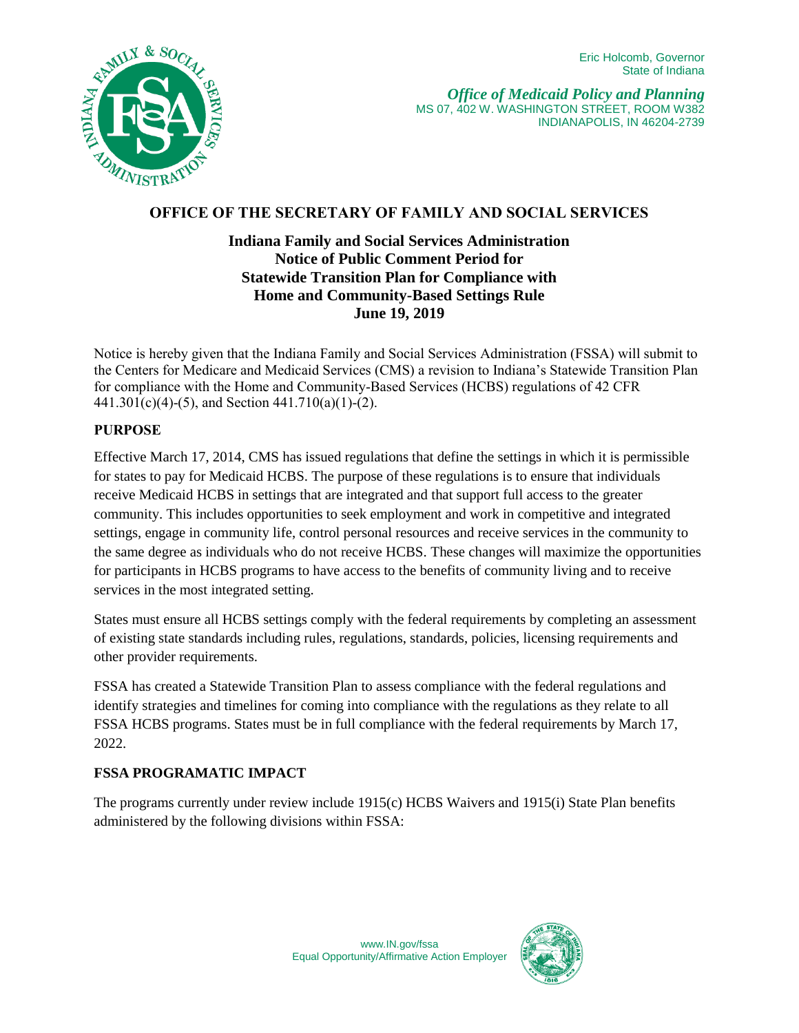Eric Holcomb, Governor
State of Indiana

*Office of Medicaid Policy and Planning*
MS 07, 402 W. WASHINGTON STREET, ROOM W382
INDIANAPOLIS, IN 46204-2739

## OFFICE OF THE SECRETARY OF FAMILY AND SOCIAL SERVICES

### Indiana Family and Social Services Administration
### Notice of Public Comment Period for
### Statewide Transition Plan for Compliance with
### Home and Community-Based Settings Rule
### June 19, 2019

Notice is hereby given that the Indiana Family and Social Services Administration (FSSA) will submit to the Centers for Medicare and Medicaid Services (CMS) a revision to Indiana's Statewide Transition Plan for compliance with the Home and Community-Based Services (HCBS) regulations of 42 CFR 441.301(c)(4)-(5), and Section 441.710(a)(1)-(2).

**PURPOSE**

Effective March 17, 2014, CMS has issued regulations that define the settings in which it is permissible for states to pay for Medicaid HCBS. The purpose of these regulations is to ensure that individuals receive Medicaid HCBS in settings that are integrated and that support full access to the greater community. This includes opportunities to seek employment and work in competitive and integrated settings, engage in community life, control personal resources and receive services in the community to the same degree as individuals who do not receive HCBS. These changes will maximize the opportunities for participants in HCBS programs to have access to the benefits of community living and to receive services in the most integrated setting.

States must ensure all HCBS settings comply with the federal requirements by completing an assessment of existing state standards including rules, regulations, standards, policies, licensing requirements and other provider requirements.

FSSA has created a Statewide Transition Plan to assess compliance with the federal regulations and identify strategies and timelines for coming into compliance with the regulations as they relate to all FSSA HCBS programs. States must be in full compliance with the federal requirements by March 17, 2022.

**FSSA PROGRAMATIC IMPACT**

The programs currently under review include 1915(c) HCBS Waivers and 1915(i) State Plan benefits administered by the following divisions within FSSA: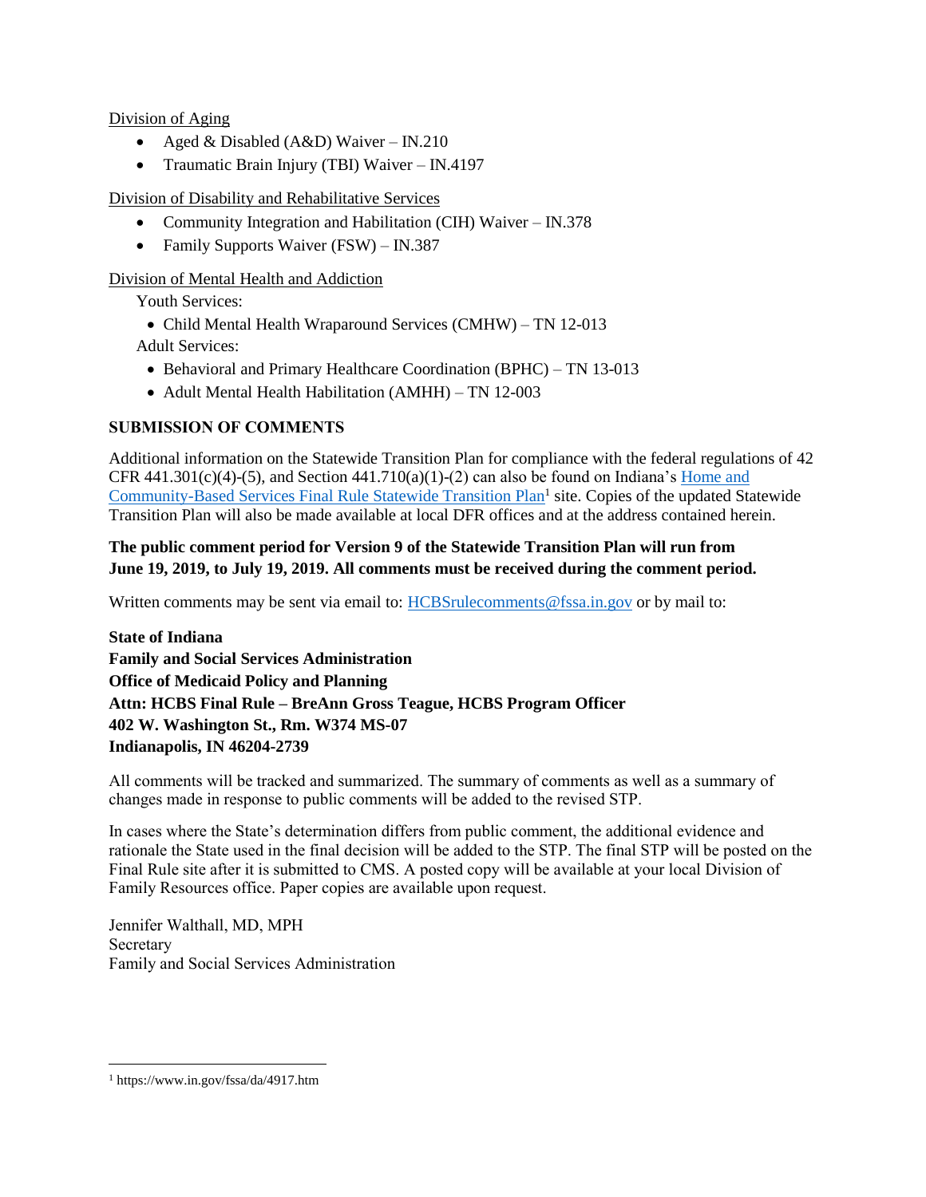Division of Aging

- Aged & Disabled (A&D) Waiver – IN.210
- Traumatic Brain Injury (TBI) Waiver – IN.4197

Division of Disability and Rehabilitative Services

- Community Integration and Habilitation (CIH) Waiver – IN.378
- Family Supports Waiver (FSW) – IN.387

Division of Mental Health and Addiction

Youth Services:

- Child Mental Health Wraparound Services (CMHW) – TN 12-013

Adult Services:

- Behavioral and Primary Healthcare Coordination (BPHC) – TN 13-013
- Adult Mental Health Habilitation (AMHH) – TN 12-003

**SUBMISSION OF COMMENTS**

Additional information on the Statewide Transition Plan for compliance with the federal regulations of 42 CFR 441.301(c)(4)-(5), and Section 441.710(a)(1)-(2) can also be found on Indiana's Home and Community-Based Services Final Rule Statewide Transition Plan[1] site. Copies of the updated Statewide Transition Plan will also be made available at local DFR offices and at the address contained herein.

**The public comment period for Version 9 of the Statewide Transition Plan will run from June 19, 2019, to July 19, 2019. All comments must be received during the comment period.**

Written comments may be sent via email to: HCBSrulecomments@fssa.in.gov or by mail to:

**State of Indiana**
**Family and Social Services Administration**
**Office of Medicaid Policy and Planning**
**Attn: HCBS Final Rule – BreAnn Gross Teague, HCBS Program Officer**
**402 W. Washington St., Rm. W374 MS-07**
**Indianapolis, IN 46204-2739**

All comments will be tracked and summarized. The summary of comments as well as a summary of changes made in response to public comments will be added to the revised STP.

In cases where the State's determination differs from public comment, the additional evidence and rationale the State used in the final decision will be added to the STP. The final STP will be posted on the Final Rule site after it is submitted to CMS. A posted copy will be available at your local Division of Family Resources office. Paper copies are available upon request.

Jennifer Walthall, MD, MPH
Secretary
Family and Social Services Administration

[1] https://www.in.gov/fssa/da/4917.htm